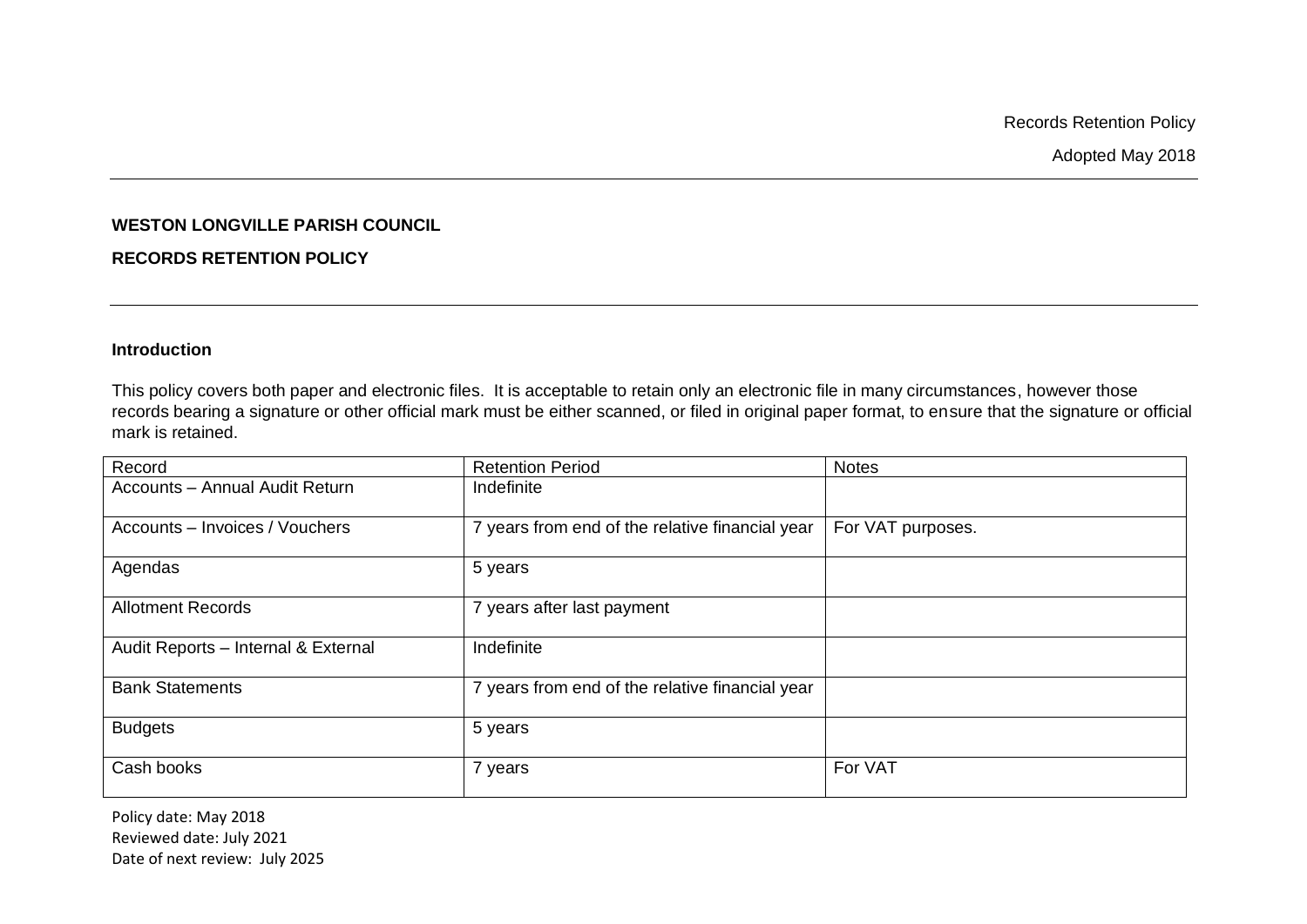# WESTON LONGVILLE PARISH COUNCIL

## RECORDS RETENTION POLICY

### Introduction

This policy covers both paper and electronic files. It is acceptable to retain only an electronic file in many circumstances, however those records bearing a signature or other official mark must be either scanned, or filed in original paper format, to ensure that the signature or official mark is retained.

| Record | Retention Period | Notes |
|---|---|---|
| Accounts – Annual Audit Return | Indefinite | |
| Accounts – Invoices / Vouchers | 7 years from end of the relative financial year | For VAT purposes. |
| Agendas | 5 years | |
| Allotment Records | 7 years after last payment | |
| Audit Reports – Internal & External | Indefinite | |
| Bank Statements | 7 years from end of the relative financial year | |
| Budgets | 5 years | |
| Cash books | 7 years | For VAT |

Policy date: May 2018
Reviewed date: July 2021
Date of next review: July 2025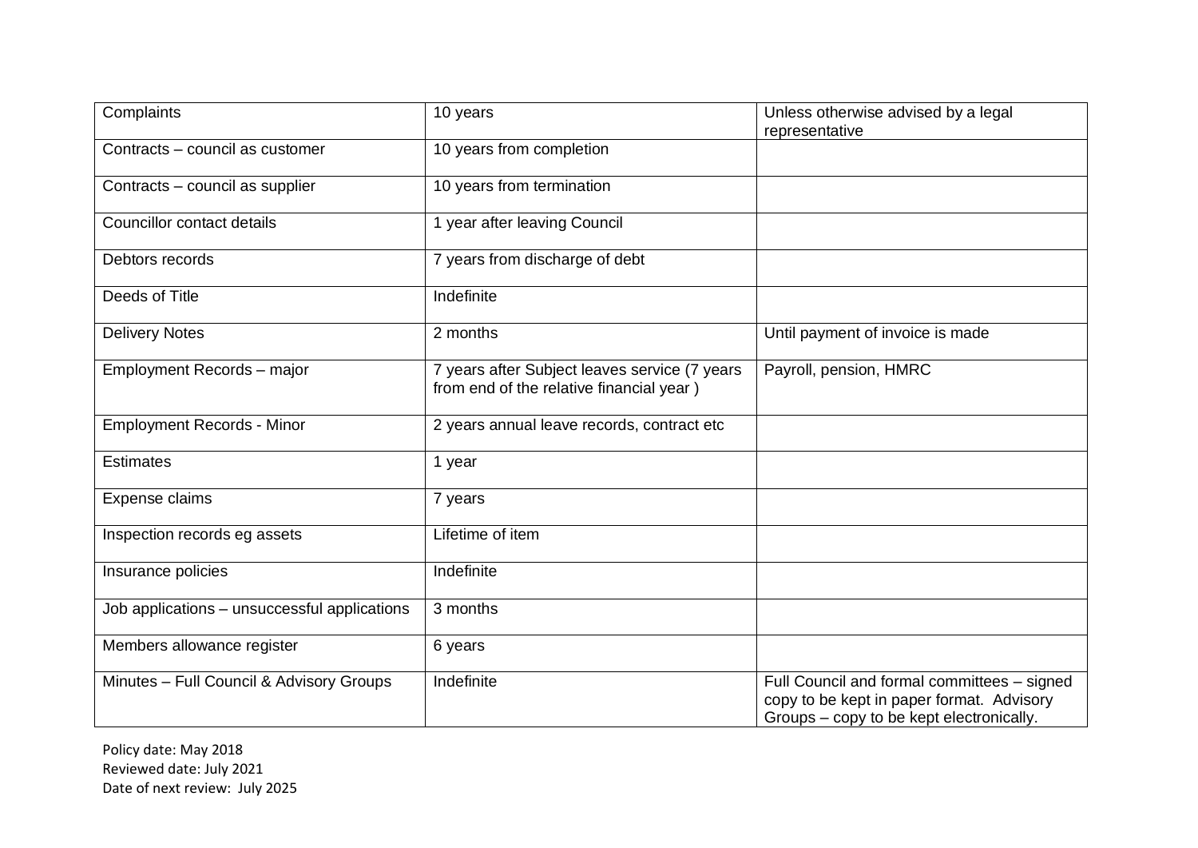| | | |
|---|---|---|
| Complaints | 10 years | Unless otherwise advised by a legal representative |
| Contracts – council as customer | 10 years from completion | |
| Contracts – council as supplier | 10 years from termination | |
| Councillor contact details | 1 year after leaving Council | |
| Debtors records | 7 years from discharge of debt | |
| Deeds of Title | Indefinite | |
| Delivery Notes | 2 months | Until payment of invoice is made |
| Employment Records – major | 7 years after Subject leaves service (7 years from end of the relative financial year ) | Payroll, pension, HMRC |
| Employment Records - Minor | 2 years annual leave records, contract etc | |
| Estimates | 1 year | |
| Expense claims | 7 years | |
| Inspection records eg assets | Lifetime of item | |
| Insurance policies | Indefinite | |
| Job applications – unsuccessful applications | 3 months | |
| Members allowance register | 6 years | |
| Minutes – Full Council & Advisory Groups | Indefinite | Full Council and formal committees – signed copy to be kept in paper format. Advisory Groups – copy to be kept electronically. |

Policy date: May 2018
Reviewed date: July 2021
Date of next review: July 2025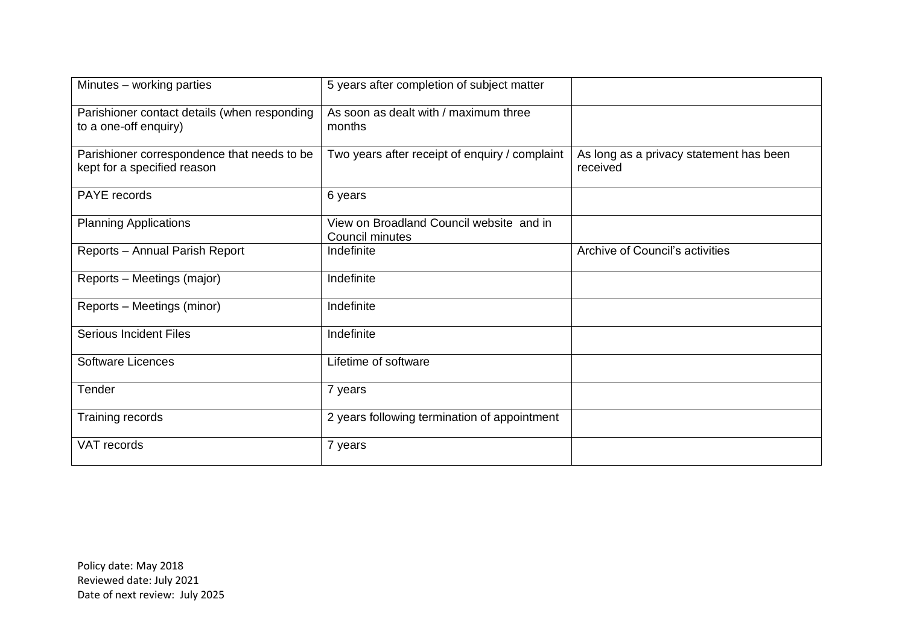| | | |
|---|---|---|
| Minutes – working parties | 5 years after completion of subject matter | |
| Parishioner contact details (when responding to a one-off enquiry) | As soon as dealt with / maximum three months | |
| Parishioner correspondence that needs to be kept for a specified reason | Two years after receipt of enquiry / complaint | As long as a privacy statement has been received |
| PAYE records | 6 years | |
| Planning Applications | View on Broadland Council website and in Council minutes | |
| Reports – Annual Parish Report | Indefinite | Archive of Council's activities |
| Reports – Meetings (major) | Indefinite | |
| Reports – Meetings (minor) | Indefinite | |
| Serious Incident Files | Indefinite | |
| Software Licences | Lifetime of software | |
| Tender | 7 years | |
| Training records | 2 years following termination of appointment | |
| VAT records | 7 years | |

Policy date: May 2018
Reviewed date: July 2021
Date of next review: July 2025